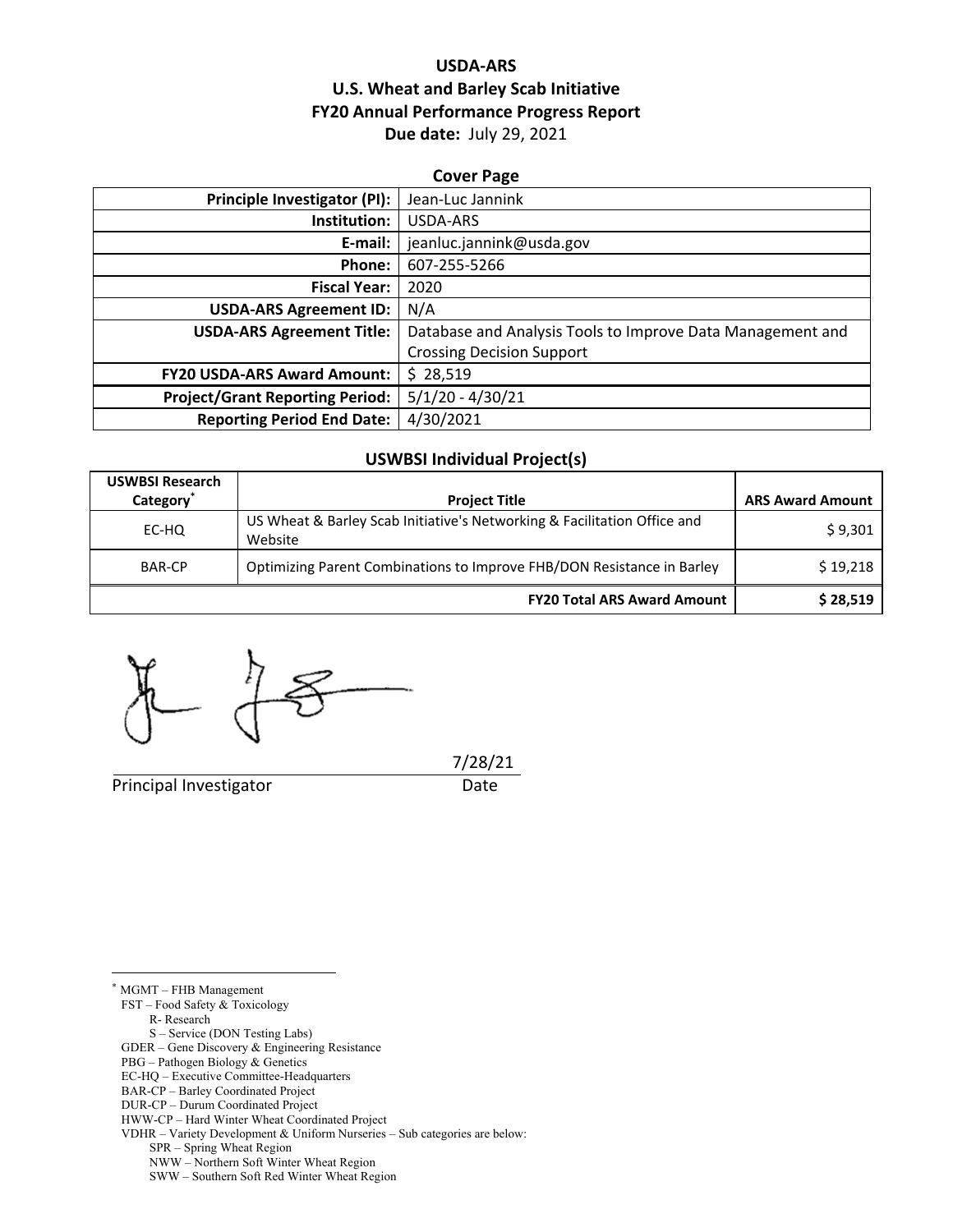# USDA-ARS
# U.S. Wheat and Barley Scab Initiative
# FY20 Annual Performance Progress Report

**Due date:** July 29, 2021

## Cover Page

| | |
|---|---|
| **Principle Investigator (PI):** | Jean-Luc Jannink |
| **Institution:** | USDA-ARS |
| **E-mail:** | jeanluc.jannink@usda.gov |
| **Phone:** | 607-255-5266 |
| **Fiscal Year:** | 2020 |
| **USDA-ARS Agreement ID:** | N/A |
| **USDA-ARS Agreement Title:** | Database and Analysis Tools to Improve Data Management and Crossing Decision Support |
| **FY20 USDA-ARS Award Amount:** | $ 28,519 |
| **Project/Grant Reporting Period:** | 5/1/20 - 4/30/21 |
| **Reporting Period End Date:** | 4/30/2021 |

## USWBSI Individual Project(s)

| USWBSI Research Category* | Project Title | ARS Award Amount |
|---|---|---|
| EC-HQ | US Wheat & Barley Scab Initiative's Networking & Facilitation Office and Website | $ 9,301 |
| BAR-CP | Optimizing Parent Combinations to Improve FHB/DON Resistance in Barley | $ 19,218 |
| | **FY20 Total ARS Award Amount** | **$ 28,519** |

Principal Investigator — Date: 7/28/21

---

* MGMT – FHB Management
  FST – Food Safety & Toxicology
    R- Research
    S – Service (DON Testing Labs)
  GDER – Gene Discovery & Engineering Resistance
  PBG – Pathogen Biology & Genetics
  EC-HQ – Executive Committee-Headquarters
  BAR-CP – Barley Coordinated Project
  DUR-CP – Durum Coordinated Project
  HWW-CP – Hard Winter Wheat Coordinated Project
  VDHR – Variety Development & Uniform Nurseries – Sub categories are below:
    SPR – Spring Wheat Region
    NWW – Northern Soft Winter Wheat Region
    SWW – Southern Soft Red Winter Wheat Region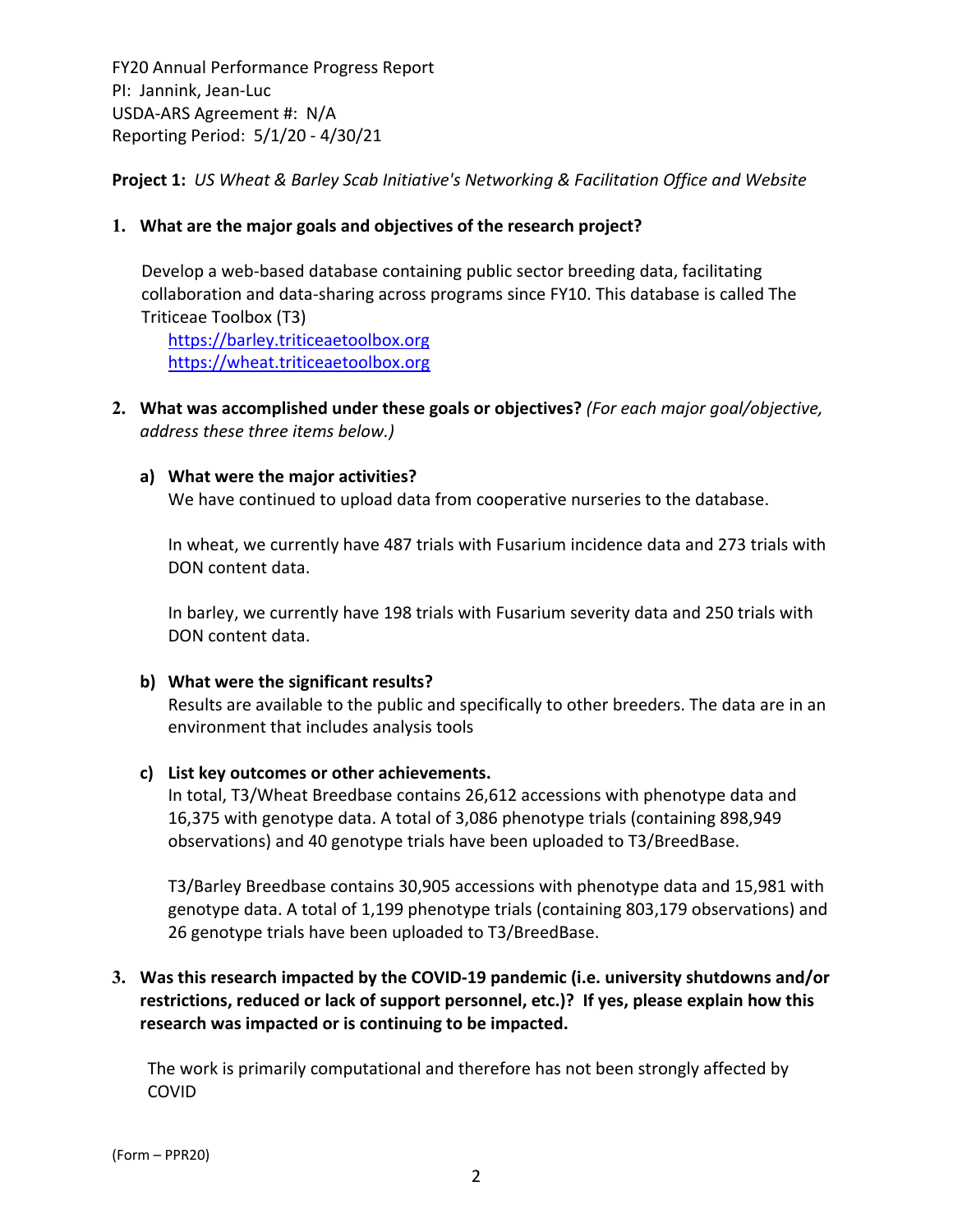FY20 Annual Performance Progress Report
PI: Jannink, Jean-Luc
USDA-ARS Agreement #: N/A
Reporting Period: 5/1/20 - 4/30/21

**Project 1:** *US Wheat & Barley Scab Initiative's Networking & Facilitation Office and Website*

1. **What are the major goals and objectives of the research project?**

   Develop a web-based database containing public sector breeding data, facilitating collaboration and data-sharing across programs since FY10. This database is called The Triticeae Toolbox (T3)
   https://barley.triticeaetoolbox.org
   https://wheat.triticeaetoolbox.org

2. **What was accomplished under these goals or objectives?** *(For each major goal/objective, address these three items below.)*

   a) **What were the major activities?**
   We have continued to upload data from cooperative nurseries to the database.

   In wheat, we currently have 487 trials with Fusarium incidence data and 273 trials with DON content data.

   In barley, we currently have 198 trials with Fusarium severity data and 250 trials with DON content data.

   b) **What were the significant results?**
   Results are available to the public and specifically to other breeders. The data are in an environment that includes analysis tools

   c) **List key outcomes or other achievements.**
   In total, T3/Wheat Breedbase contains 26,612 accessions with phenotype data and 16,375 with genotype data. A total of 3,086 phenotype trials (containing 898,949 observations) and 40 genotype trials have been uploaded to T3/BreedBase.

   T3/Barley Breedbase contains 30,905 accessions with phenotype data and 15,981 with genotype data. A total of 1,199 phenotype trials (containing 803,179 observations) and 26 genotype trials have been uploaded to T3/BreedBase.

3. **Was this research impacted by the COVID-19 pandemic (i.e. university shutdowns and/or restrictions, reduced or lack of support personnel, etc.)? If yes, please explain how this research was impacted or is continuing to be impacted.**

   The work is primarily computational and therefore has not been strongly affected by COVID

(Form – PPR20)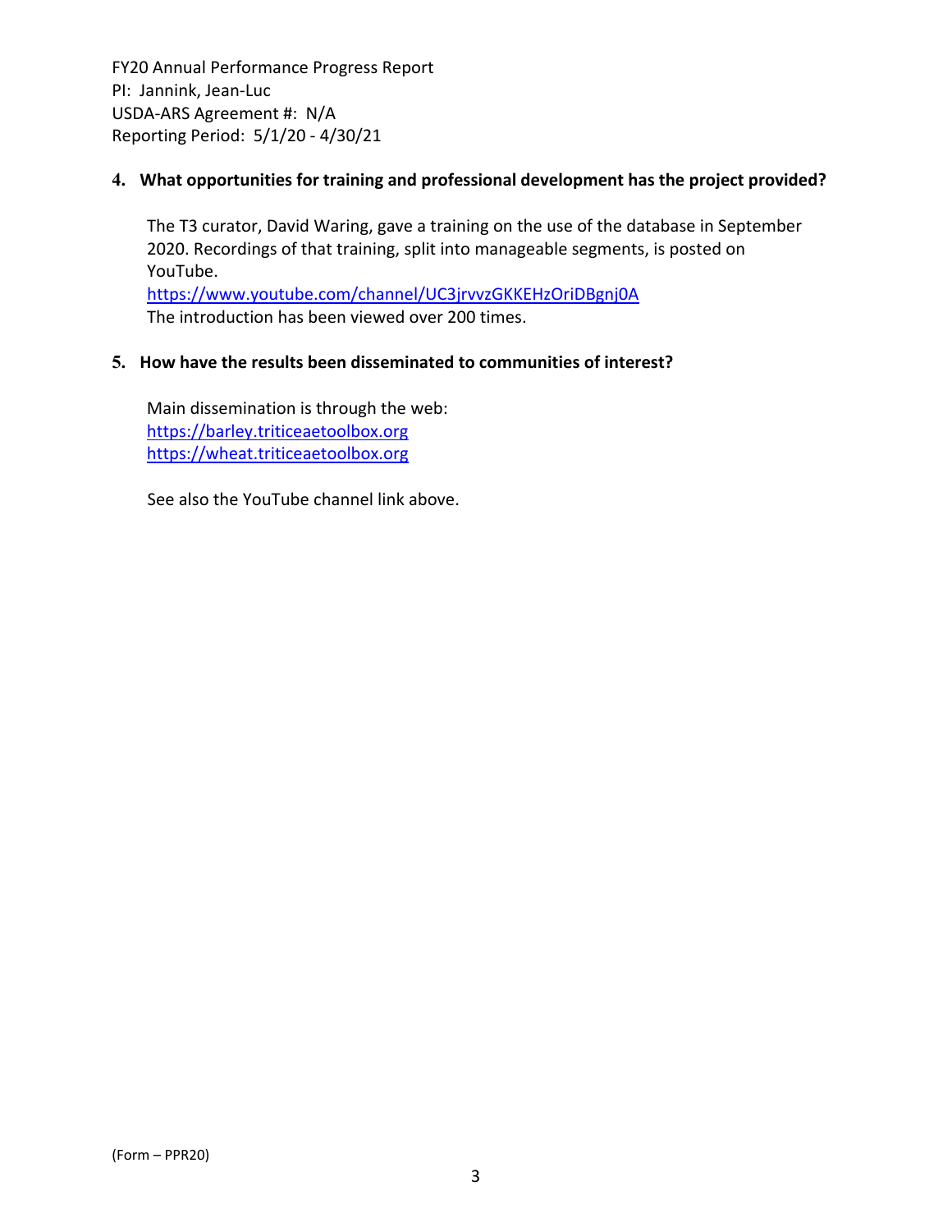**4. What opportunities for training and professional development has the project provided?**

The T3 curator, David Waring, gave a training on the use of the database in September 2020. Recordings of that training, split into manageable segments, is posted on YouTube.
https://www.youtube.com/channel/UC3jrvvzGKKEHzOriDBgnj0A
The introduction has been viewed over 200 times.

**5. How have the results been disseminated to communities of interest?**

Main dissemination is through the web:
https://barley.triticeaetoolbox.org
https://wheat.triticeaetoolbox.org

See also the YouTube channel link above.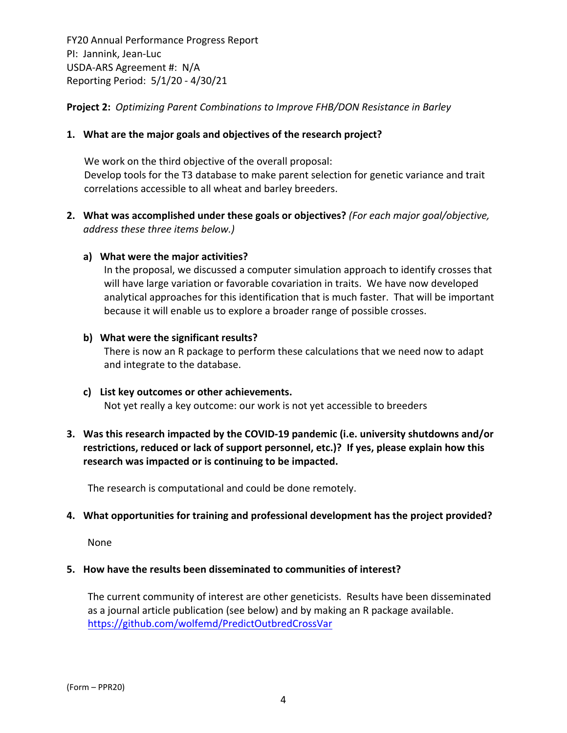FY20 Annual Performance Progress Report
PI: Jannink, Jean-Luc
USDA-ARS Agreement #: N/A
Reporting Period: 5/1/20 - 4/30/21

**Project 2:** *Optimizing Parent Combinations to Improve FHB/DON Resistance in Barley*

1. **What are the major goals and objectives of the research project?**

   We work on the third objective of the overall proposal:
   Develop tools for the T3 database to make parent selection for genetic variance and trait correlations accessible to all wheat and barley breeders.

2. **What was accomplished under these goals or objectives?** *(For each major goal/objective, address these three items below.)*

   a) **What were the major activities?**
      In the proposal, we discussed a computer simulation approach to identify crosses that will have large variation or favorable covariation in traits. We have now developed analytical approaches for this identification that is much faster. That will be important because it will enable us to explore a broader range of possible crosses.

   b) **What were the significant results?**
      There is now an R package to perform these calculations that we need now to adapt and integrate to the database.

   c) **List key outcomes or other achievements.**
      Not yet really a key outcome: our work is not yet accessible to breeders

3. **Was this research impacted by the COVID-19 pandemic (i.e. university shutdowns and/or restrictions, reduced or lack of support personnel, etc.)? If yes, please explain how this research was impacted or is continuing to be impacted.**

   The research is computational and could be done remotely.

4. **What opportunities for training and professional development has the project provided?**

   None

5. **How have the results been disseminated to communities of interest?**

   The current community of interest are other geneticists. Results have been disseminated as a journal article publication (see below) and by making an R package available. https://github.com/wolfemd/PredictOutbredCrossVar

(Form – PPR20)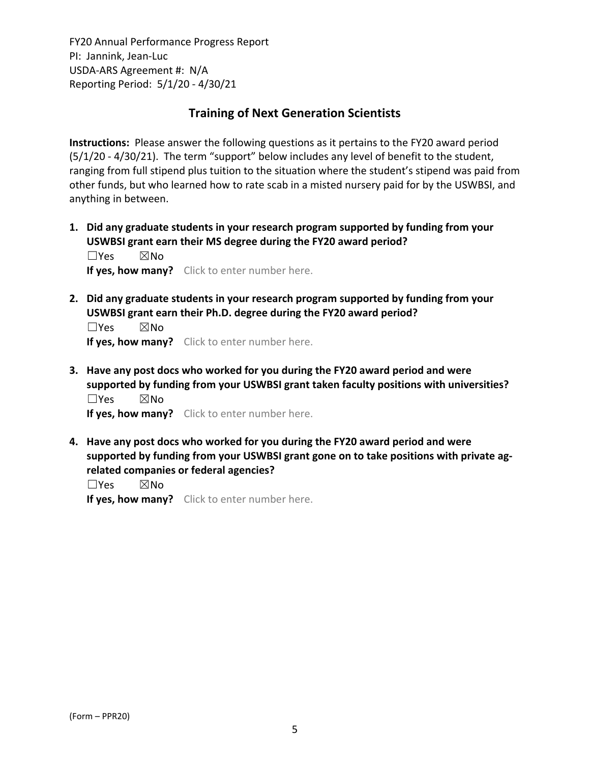FY20 Annual Performance Progress Report
PI: Jannink, Jean-Luc
USDA-ARS Agreement #: N/A
Reporting Period: 5/1/20 - 4/30/21

## Training of Next Generation Scientists

**Instructions:** Please answer the following questions as it pertains to the FY20 award period (5/1/20 - 4/30/21). The term "support" below includes any level of benefit to the student, ranging from full stipend plus tuition to the situation where the student's stipend was paid from other funds, but who learned how to rate scab in a misted nursery paid for by the USWBSI, and anything in between.

1. **Did any graduate students in your research program supported by funding from your USWBSI grant earn their MS degree during the FY20 award period?**
   ☐Yes ☒No
   **If yes, how many?** Click to enter number here.

2. **Did any graduate students in your research program supported by funding from your USWBSI grant earn their Ph.D. degree during the FY20 award period?**
   ☐Yes ☒No
   **If yes, how many?** Click to enter number here.

3. **Have any post docs who worked for you during the FY20 award period and were supported by funding from your USWBSI grant taken faculty positions with universities?**
   ☐Yes ☒No
   **If yes, how many?** Click to enter number here.

4. **Have any post docs who worked for you during the FY20 award period and were supported by funding from your USWBSI grant gone on to take positions with private ag-related companies or federal agencies?**
   ☐Yes ☒No
   **If yes, how many?** Click to enter number here.

(Form – PPR20)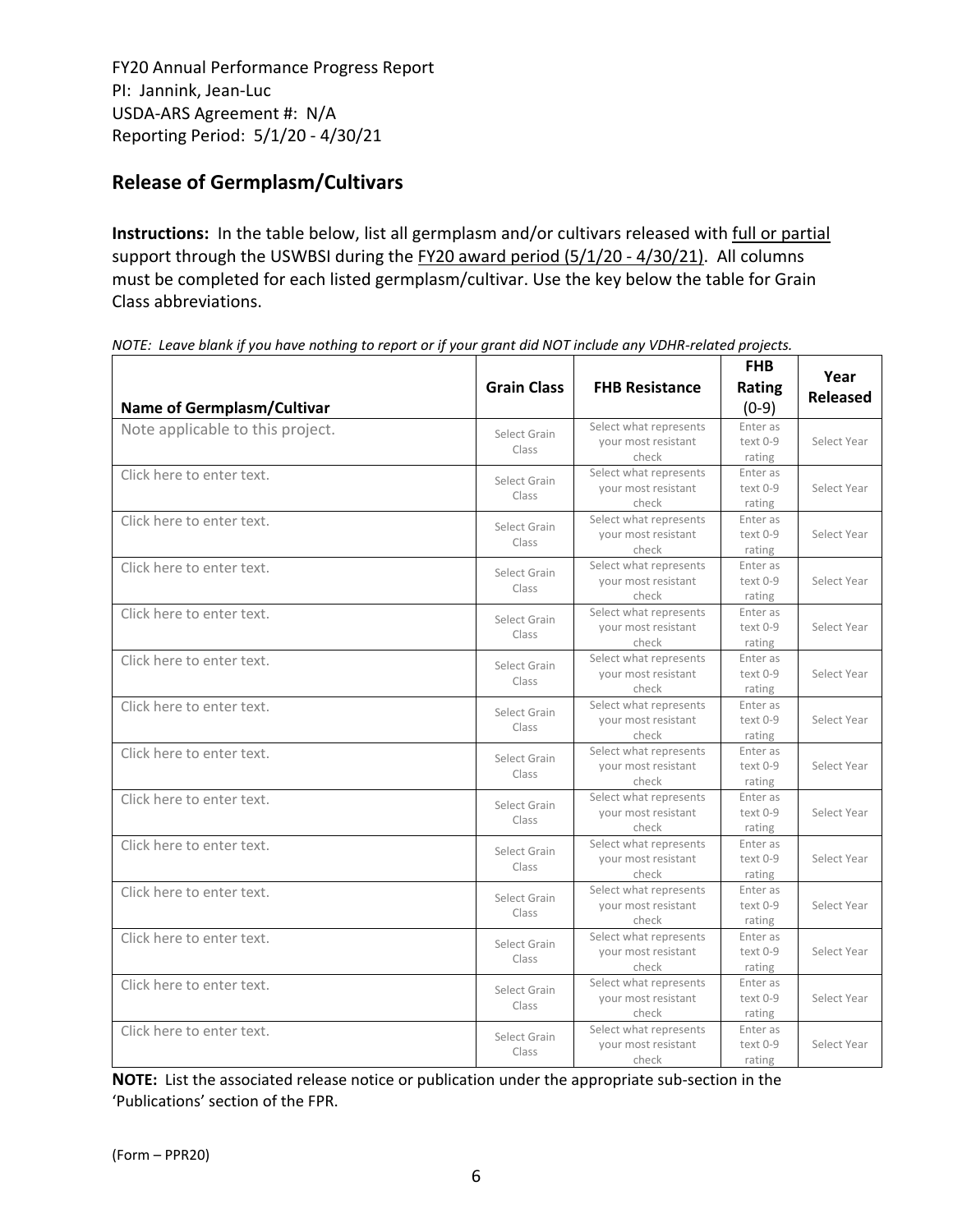FY20 Annual Performance Progress Report
PI: Jannink, Jean-Luc
USDA-ARS Agreement #: N/A
Reporting Period: 5/1/20 - 4/30/21

## Release of Germplasm/Cultivars

**Instructions:** In the table below, list all germplasm and/or cultivars released with full or partial support through the USWBSI during the FY20 award period (5/1/20 - 4/30/21). All columns must be completed for each listed germplasm/cultivar. Use the key below the table for Grain Class abbreviations.

*NOTE: Leave blank if you have nothing to report or if your grant did NOT include any VDHR-related projects.*

| Name of Germplasm/Cultivar | Grain Class | FHB Resistance | FHB Rating (0-9) | Year Released |
|---|---|---|---|---|
| Note applicable to this project. | Select Grain Class | Select what represents your most resistant check | Enter as text 0-9 rating | Select Year |
| Click here to enter text. | Select Grain Class | Select what represents your most resistant check | Enter as text 0-9 rating | Select Year |
| Click here to enter text. | Select Grain Class | Select what represents your most resistant check | Enter as text 0-9 rating | Select Year |
| Click here to enter text. | Select Grain Class | Select what represents your most resistant check | Enter as text 0-9 rating | Select Year |
| Click here to enter text. | Select Grain Class | Select what represents your most resistant check | Enter as text 0-9 rating | Select Year |
| Click here to enter text. | Select Grain Class | Select what represents your most resistant check | Enter as text 0-9 rating | Select Year |
| Click here to enter text. | Select Grain Class | Select what represents your most resistant check | Enter as text 0-9 rating | Select Year |
| Click here to enter text. | Select Grain Class | Select what represents your most resistant check | Enter as text 0-9 rating | Select Year |
| Click here to enter text. | Select Grain Class | Select what represents your most resistant check | Enter as text 0-9 rating | Select Year |
| Click here to enter text. | Select Grain Class | Select what represents your most resistant check | Enter as text 0-9 rating | Select Year |
| Click here to enter text. | Select Grain Class | Select what represents your most resistant check | Enter as text 0-9 rating | Select Year |
| Click here to enter text. | Select Grain Class | Select what represents your most resistant check | Enter as text 0-9 rating | Select Year |
| Click here to enter text. | Select Grain Class | Select what represents your most resistant check | Enter as text 0-9 rating | Select Year |
| Click here to enter text. | Select Grain Class | Select what represents your most resistant check | Enter as text 0-9 rating | Select Year |

**NOTE:** List the associated release notice or publication under the appropriate sub-section in the 'Publications' section of the FPR.

(Form – PPR20)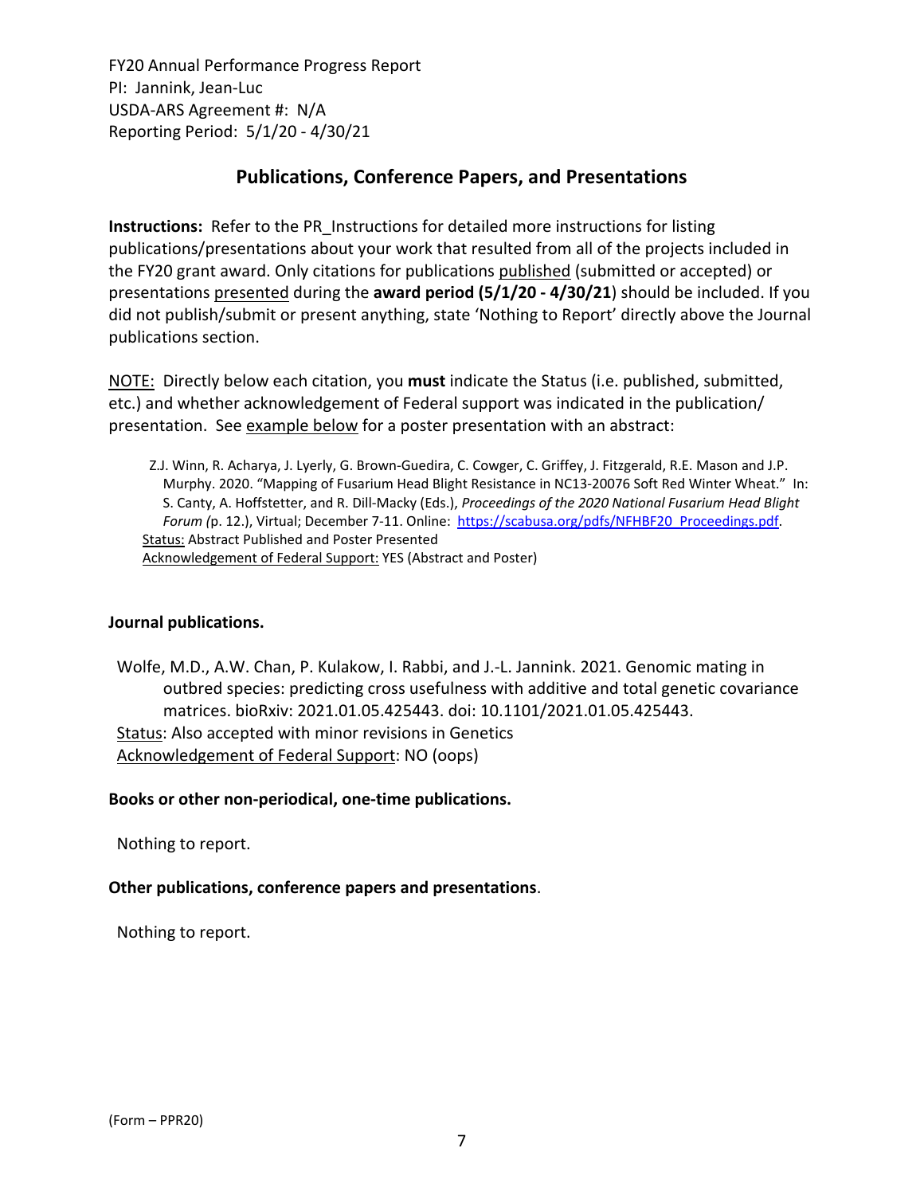FY20 Annual Performance Progress Report
PI: Jannink, Jean-Luc
USDA-ARS Agreement #: N/A
Reporting Period: 5/1/20 - 4/30/21

## Publications, Conference Papers, and Presentations

**Instructions:** Refer to the PR_Instructions for detailed more instructions for listing publications/presentations about your work that resulted from all of the projects included in the FY20 grant award. Only citations for publications published (submitted or accepted) or presentations presented during the **award period (5/1/20 - 4/30/21)** should be included. If you did not publish/submit or present anything, state 'Nothing to Report' directly above the Journal publications section.

NOTE: Directly below each citation, you **must** indicate the Status (i.e. published, submitted, etc.) and whether acknowledgement of Federal support was indicated in the publication/ presentation. See example below for a poster presentation with an abstract:

Z.J. Winn, R. Acharya, J. Lyerly, G. Brown-Guedira, C. Cowger, C. Griffey, J. Fitzgerald, R.E. Mason and J.P. Murphy. 2020. "Mapping of Fusarium Head Blight Resistance in NC13-20076 Soft Red Winter Wheat." In: S. Canty, A. Hoffstetter, and R. Dill-Macky (Eds.), *Proceedings of the 2020 National Fusarium Head Blight Forum (*p. 12.), Virtual; December 7-11. Online: https://scabusa.org/pdfs/NFHBF20_Proceedings.pdf.
Status: Abstract Published and Poster Presented
Acknowledgement of Federal Support: YES (Abstract and Poster)

**Journal publications.**

Wolfe, M.D., A.W. Chan, P. Kulakow, I. Rabbi, and J.-L. Jannink. 2021. Genomic mating in outbred species: predicting cross usefulness with additive and total genetic covariance matrices. bioRxiv: 2021.01.05.425443. doi: 10.1101/2021.01.05.425443.
Status: Also accepted with minor revisions in Genetics
Acknowledgement of Federal Support: NO (oops)

**Books or other non-periodical, one-time publications.**

Nothing to report.

**Other publications, conference papers and presentations**.

Nothing to report.

(Form – PPR20)